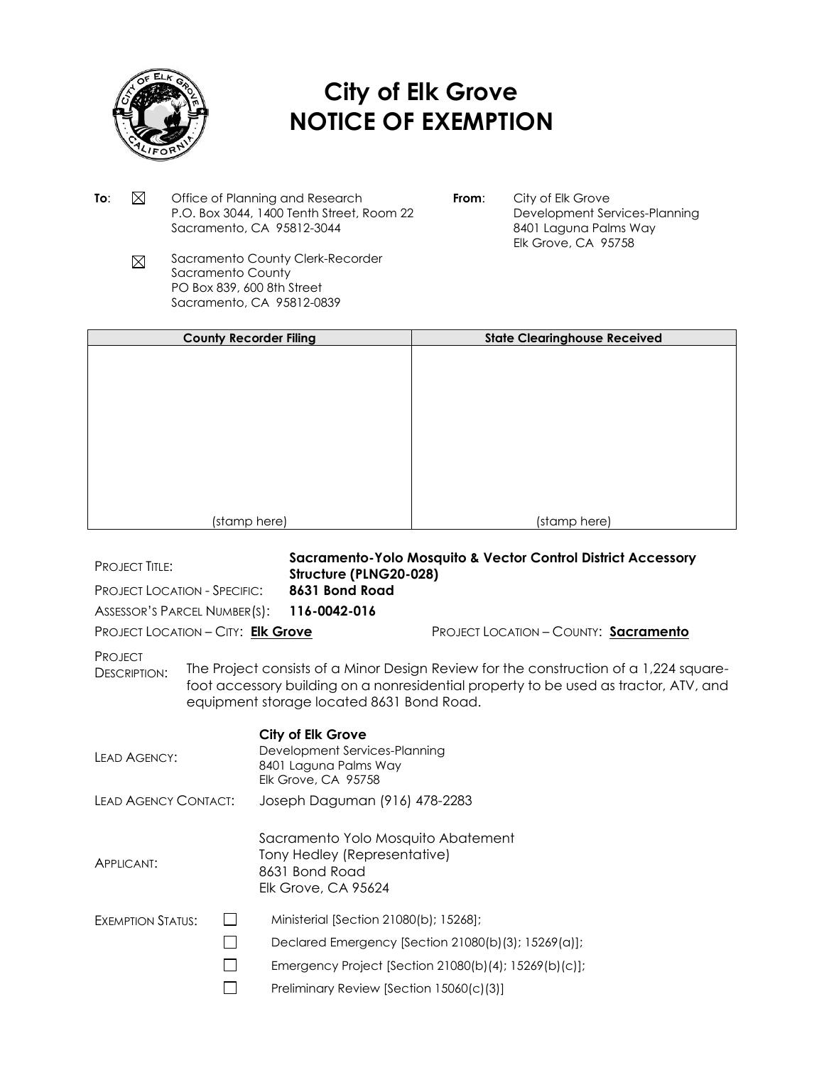# City of Elk Grove
# NOTICE OF EXEMPTION

**To**: ☒ Office of Planning and Research
P.O. Box 3044, 1400 Tenth Street, Room 22
Sacramento, CA 95812-3044

☒ Sacramento County Clerk-Recorder
Sacramento County
PO Box 839, 600 8th Street
Sacramento, CA 95812-0839

**From**: City of Elk Grove
Development Services-Planning
8401 Laguna Palms Way
Elk Grove, CA 95758

| County Recorder Filing | State Clearinghouse Received |
| --- | --- |
| (stamp here) | (stamp here) |

PROJECT TITLE: **Sacramento-Yolo Mosquito & Vector Control District Accessory Structure (PLNG20-028)**

PROJECT LOCATION - SPECIFIC: **8631 Bond Road**

ASSESSOR'S PARCEL NUMBER(S): **116-0042-016**

PROJECT LOCATION – CITY: **Elk Grove** PROJECT LOCATION – COUNTY: **Sacramento**

PROJECT DESCRIPTION: The Project consists of a Minor Design Review for the construction of a 1,224 square-foot accessory building on a nonresidential property to be used as tractor, ATV, and equipment storage located 8631 Bond Road.

LEAD AGENCY: **City of Elk Grove**
Development Services-Planning
8401 Laguna Palms Way
Elk Grove, CA 95758

LEAD AGENCY CONTACT: Joseph Daguman (916) 478-2283

APPLICANT: Sacramento Yolo Mosquito Abatement
Tony Hedley (Representative)
8631 Bond Road
Elk Grove, CA 95624

EXEMPTION STATUS:

- ☐ Ministerial [Section 21080(b); 15268];
- ☐ Declared Emergency [Section 21080(b)(3); 15269(a)];
- ☐ Emergency Project [Section 21080(b)(4); 15269(b)(c)];
- ☐ Preliminary Review [Section 15060(c)(3)]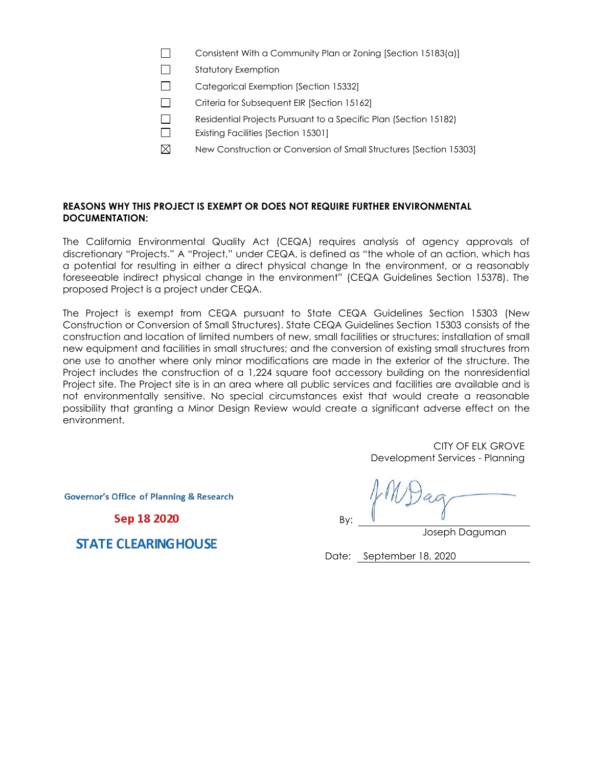- [ ] Consistent With a Community Plan or Zoning [Section 15183(a)]
- [ ] Statutory Exemption
- [ ] Categorical Exemption [Section 15332]
- [ ] Criteria for Subsequent EIR [Section 15162]
- [ ] Residential Projects Pursuant to a Specific Plan (Section 15182)
- [ ] Existing Facilities [Section 15301]
- [x] New Construction or Conversion of Small Structures [Section 15303]

**REASONS WHY THIS PROJECT IS EXEMPT OR DOES NOT REQUIRE FURTHER ENVIRONMENTAL DOCUMENTATION:**

The California Environmental Quality Act (CEQA) requires analysis of agency approvals of discretionary "Projects." A "Project," under CEQA, is defined as "the whole of an action, which has a potential for resulting in either a direct physical change In the environment, or a reasonably foreseeable indirect physical change in the environment" (CEQA Guidelines Section 15378). The proposed Project is a project under CEQA.

The Project is exempt from CEQA pursuant to State CEQA Guidelines Section 15303 (New Construction or Conversion of Small Structures). State CEQA Guidelines Section 15303 consists of the construction and location of limited numbers of new, small facilities or structures; installation of small new equipment and facilities in small structures; and the conversion of existing small structures from one use to another where only minor modifications are made in the exterior of the structure. The Project includes the construction of a 1,224 square foot accessory building on the nonresidential Project site. The Project site is in an area where all public services and facilities are available and is not environmentally sensitive. No special circumstances exist that would create a reasonable possibility that granting a Minor Design Review would create a significant adverse effect on the environment.

CITY OF ELK GROVE
Development Services - Planning

By: ______________________
Joseph Daguman

Date: September 18, 2020

Governor's Office of Planning & Research

Sep 18 2020

STATE CLEARINGHOUSE